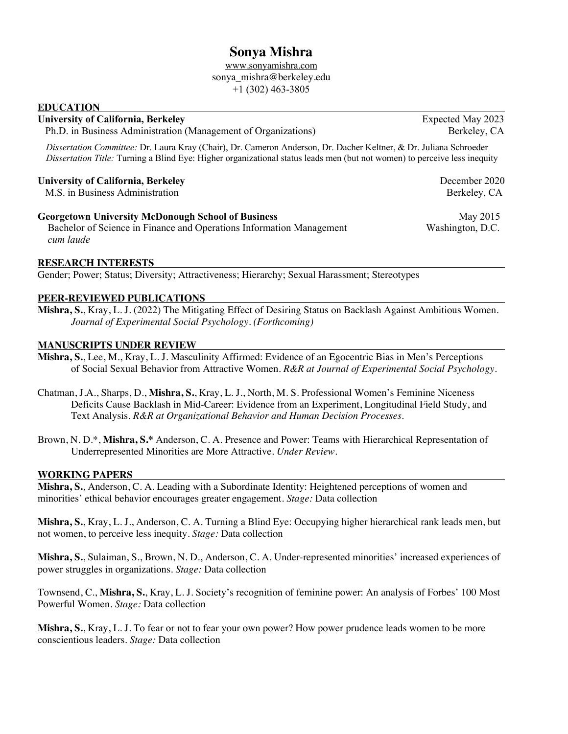# Sonya Mishra

www.sonyamishra.com
sonya_mishra@berkeley.edu
+1 (302) 463-3805

## EDUCATION

**University of California, Berkeley** — Expected May 2023
Ph.D. in Business Administration (Management of Organizations) — Berkeley, CA

*Dissertation Committee:* Dr. Laura Kray (Chair), Dr. Cameron Anderson, Dr. Dacher Keltner, & Dr. Juliana Schroeder
*Dissertation Title:* Turning a Blind Eye: Higher organizational status leads men (but not women) to perceive less inequity

**University of California, Berkeley** — December 2020
M.S. in Business Administration — Berkeley, CA

**Georgetown University McDonough School of Business** — May 2015
Bachelor of Science in Finance and Operations Information Management — Washington, D.C.
*cum laude*

## RESEARCH INTERESTS

Gender; Power; Status; Diversity; Attractiveness; Hierarchy; Sexual Harassment; Stereotypes

## PEER-REVIEWED PUBLICATIONS

**Mishra, S.**, Kray, L. J. (2022) The Mitigating Effect of Desiring Status on Backlash Against Ambitious Women. *Journal of Experimental Social Psychology. (Forthcoming)*

## MANUSCRIPTS UNDER REVIEW

**Mishra, S.**, Lee, M., Kray, L. J. Masculinity Affirmed: Evidence of an Egocentric Bias in Men's Perceptions of Social Sexual Behavior from Attractive Women. *R&R at Journal of Experimental Social Psychology*.

Chatman, J.A., Sharps, D., **Mishra, S.**, Kray, L. J., North, M. S. Professional Women's Feminine Niceness Deficits Cause Backlash in Mid-Career: Evidence from an Experiment, Longitudinal Field Study, and Text Analysis. *R&R at Organizational Behavior and Human Decision Processes*.

Brown, N. D.*, **Mishra, S.*** Anderson, C. A. Presence and Power: Teams with Hierarchical Representation of Underrepresented Minorities are More Attractive. *Under Review*.

## WORKING PAPERS

**Mishra, S.**, Anderson, C. A. Leading with a Subordinate Identity: Heightened perceptions of women and minorities' ethical behavior encourages greater engagement. *Stage:* Data collection

**Mishra, S.**, Kray, L. J., Anderson, C. A. Turning a Blind Eye: Occupying higher hierarchical rank leads men, but not women, to perceive less inequity. *Stage:* Data collection

**Mishra, S.**, Sulaiman, S., Brown, N. D., Anderson, C. A. Under-represented minorities' increased experiences of power struggles in organizations. *Stage:* Data collection

Townsend, C., **Mishra, S.**, Kray, L. J. Society's recognition of feminine power: An analysis of Forbes' 100 Most Powerful Women. *Stage:* Data collection

**Mishra, S.**, Kray, L. J. To fear or not to fear your own power? How power prudence leads women to be more conscientious leaders. *Stage:* Data collection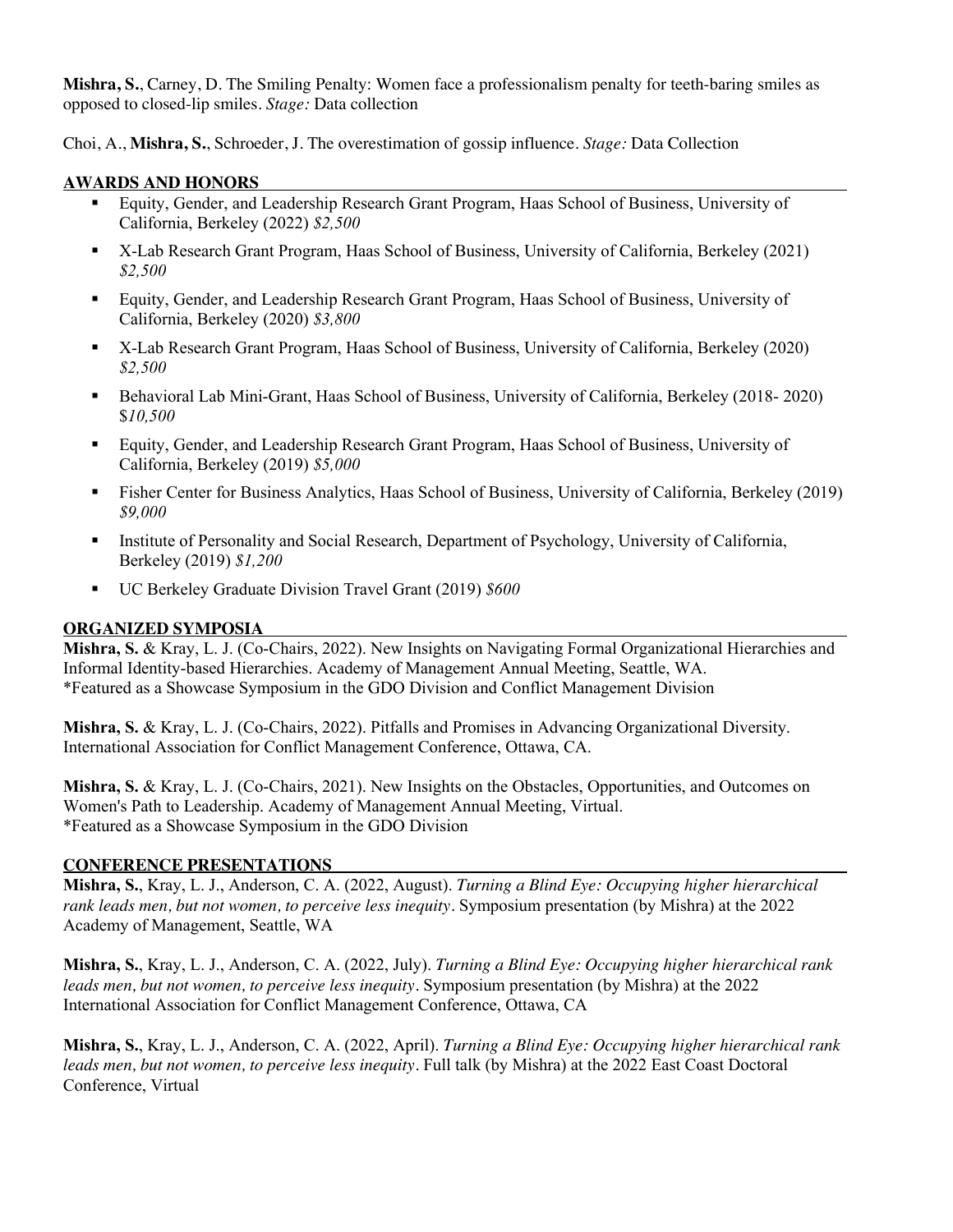**Mishra, S.**, Carney, D. The Smiling Penalty: Women face a professionalism penalty for teeth-baring smiles as opposed to closed-lip smiles. *Stage:* Data collection

Choi, A., **Mishra, S.**, Schroeder, J. The overestimation of gossip influence. *Stage:* Data Collection

## AWARDS AND HONORS

- Equity, Gender, and Leadership Research Grant Program, Haas School of Business, University of California, Berkeley (2022) *$2,500*
- X-Lab Research Grant Program, Haas School of Business, University of California, Berkeley (2021) *$2,500*
- Equity, Gender, and Leadership Research Grant Program, Haas School of Business, University of California, Berkeley (2020) *$3,800*
- X-Lab Research Grant Program, Haas School of Business, University of California, Berkeley (2020) *$2,500*
- Behavioral Lab Mini-Grant, Haas School of Business, University of California, Berkeley (2018- 2020) $*10,500*
- Equity, Gender, and Leadership Research Grant Program, Haas School of Business, University of California, Berkeley (2019) *$5,000*
- Fisher Center for Business Analytics, Haas School of Business, University of California, Berkeley (2019) *$9,000*
- Institute of Personality and Social Research, Department of Psychology, University of California, Berkeley (2019) *$1,200*
- UC Berkeley Graduate Division Travel Grant (2019) *$600*

## ORGANIZED SYMPOSIA

**Mishra, S.** & Kray, L. J. (Co-Chairs, 2022). New Insights on Navigating Formal Organizational Hierarchies and Informal Identity-based Hierarchies. Academy of Management Annual Meeting, Seattle, WA.
*Featured as a Showcase Symposium in the GDO Division and Conflict Management Division

**Mishra, S.** & Kray, L. J. (Co-Chairs, 2022). Pitfalls and Promises in Advancing Organizational Diversity. International Association for Conflict Management Conference, Ottawa, CA.

**Mishra, S.** & Kray, L. J. (Co-Chairs, 2021). New Insights on the Obstacles, Opportunities, and Outcomes on Women's Path to Leadership. Academy of Management Annual Meeting, Virtual.
*Featured as a Showcase Symposium in the GDO Division

## CONFERENCE PRESENTATIONS

**Mishra, S.**, Kray, L. J., Anderson, C. A. (2022, August). *Turning a Blind Eye: Occupying higher hierarchical rank leads men, but not women, to perceive less inequity*. Symposium presentation (by Mishra) at the 2022 Academy of Management, Seattle, WA

**Mishra, S.**, Kray, L. J., Anderson, C. A. (2022, July). *Turning a Blind Eye: Occupying higher hierarchical rank leads men, but not women, to perceive less inequity*. Symposium presentation (by Mishra) at the 2022 International Association for Conflict Management Conference, Ottawa, CA

**Mishra, S.**, Kray, L. J., Anderson, C. A. (2022, April). *Turning a Blind Eye: Occupying higher hierarchical rank leads men, but not women, to perceive less inequity*. Full talk (by Mishra) at the 2022 East Coast Doctoral Conference, Virtual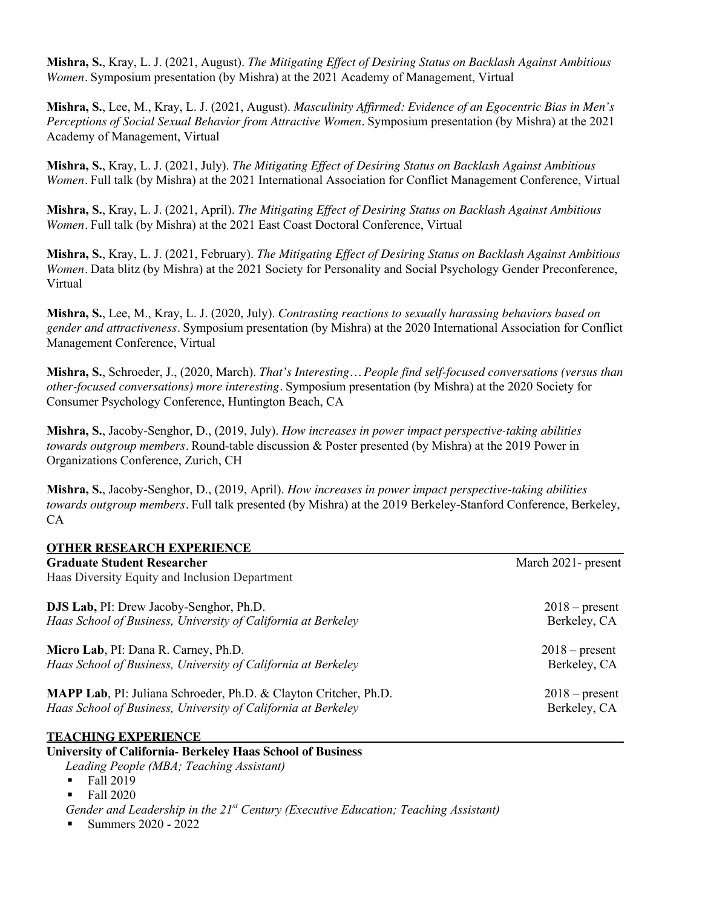**Mishra, S.**, Kray, L. J. (2021, August). *The Mitigating Effect of Desiring Status on Backlash Against Ambitious Women*. Symposium presentation (by Mishra) at the 2021 Academy of Management, Virtual

**Mishra, S.**, Lee, M., Kray, L. J. (2021, August). *Masculinity Affirmed: Evidence of an Egocentric Bias in Men's Perceptions of Social Sexual Behavior from Attractive Women*. Symposium presentation (by Mishra) at the 2021 Academy of Management, Virtual

**Mishra, S.**, Kray, L. J. (2021, July). *The Mitigating Effect of Desiring Status on Backlash Against Ambitious Women*. Full talk (by Mishra) at the 2021 International Association for Conflict Management Conference, Virtual

**Mishra, S.**, Kray, L. J. (2021, April). *The Mitigating Effect of Desiring Status on Backlash Against Ambitious Women*. Full talk (by Mishra) at the 2021 East Coast Doctoral Conference, Virtual

**Mishra, S.**, Kray, L. J. (2021, February). *The Mitigating Effect of Desiring Status on Backlash Against Ambitious Women*. Data blitz (by Mishra) at the 2021 Society for Personality and Social Psychology Gender Preconference, Virtual

**Mishra, S.**, Lee, M., Kray, L. J. (2020, July). *Contrasting reactions to sexually harassing behaviors based on gender and attractiveness*. Symposium presentation (by Mishra) at the 2020 International Association for Conflict Management Conference, Virtual

**Mishra, S.**, Schroeder, J., (2020, March). *That's Interesting… People find self-focused conversations (versus than other-focused conversations) more interesting*. Symposium presentation (by Mishra) at the 2020 Society for Consumer Psychology Conference, Huntington Beach, CA

**Mishra, S.**, Jacoby-Senghor, D., (2019, July). *How increases in power impact perspective-taking abilities towards outgroup members*. Round-table discussion & Poster presented (by Mishra) at the 2019 Power in Organizations Conference, Zurich, CH

**Mishra, S.**, Jacoby-Senghor, D., (2019, April). *How increases in power impact perspective-taking abilities towards outgroup members*. Full talk presented (by Mishra) at the 2019 Berkeley-Stanford Conference, Berkeley, CA

## OTHER RESEARCH EXPERIENCE

**Graduate Student Researcher** — March 2021- present
Haas Diversity Equity and Inclusion Department

**DJS Lab,** PI: Drew Jacoby-Senghor, Ph.D. — 2018 – present
*Haas School of Business, University of California at Berkeley* — Berkeley, CA

**Micro Lab**, PI: Dana R. Carney, Ph.D. — 2018 – present
*Haas School of Business, University of California at Berkeley* — Berkeley, CA

**MAPP Lab**, PI: Juliana Schroeder, Ph.D. & Clayton Critcher, Ph.D. — 2018 – present
*Haas School of Business, University of California at Berkeley* — Berkeley, CA

## TEACHING EXPERIENCE

**University of California- Berkeley Haas School of Business**

*Leading People (MBA; Teaching Assistant)*
- Fall 2019
- Fall 2020

*Gender and Leadership in the 21st Century (Executive Education; Teaching Assistant)*
- Summers 2020 - 2022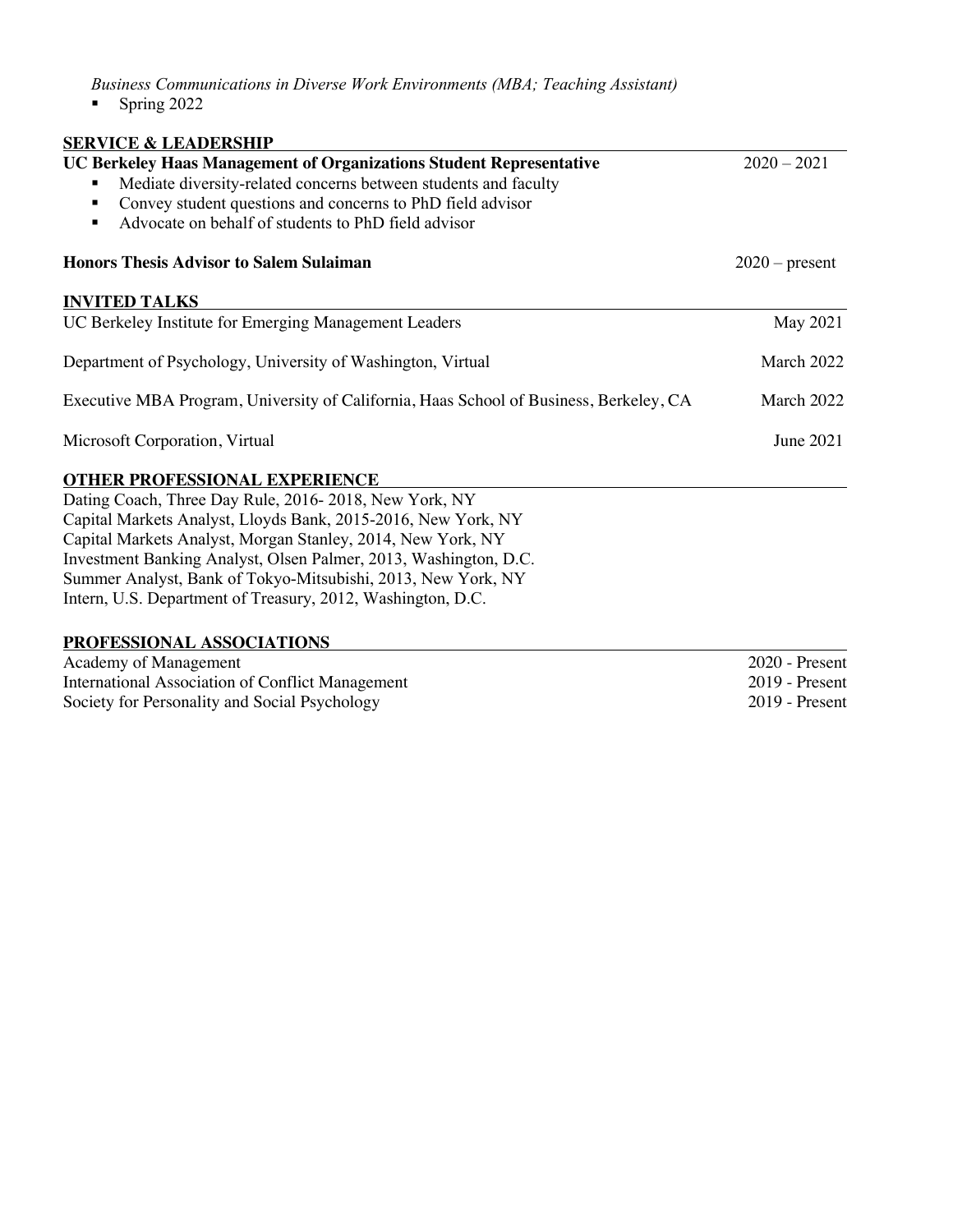*Business Communications in Diverse Work Environments (MBA; Teaching Assistant)*

- Spring 2022

## SERVICE & LEADERSHIP

**UC Berkeley Haas Management of Organizations Student Representative** 2020 – 2021

- Mediate diversity-related concerns between students and faculty
- Convey student questions and concerns to PhD field advisor
- Advocate on behalf of students to PhD field advisor

**Honors Thesis Advisor to Salem Sulaiman** 2020 – present

## INVITED TALKS

UC Berkeley Institute for Emerging Management Leaders May 2021

Department of Psychology, University of Washington, Virtual March 2022

Executive MBA Program, University of California, Haas School of Business, Berkeley, CA March 2022

Microsoft Corporation, Virtual June 2021

## OTHER PROFESSIONAL EXPERIENCE

Dating Coach, Three Day Rule, 2016- 2018, New York, NY
Capital Markets Analyst, Lloyds Bank, 2015-2016, New York, NY
Capital Markets Analyst, Morgan Stanley, 2014, New York, NY
Investment Banking Analyst, Olsen Palmer, 2013, Washington, D.C.
Summer Analyst, Bank of Tokyo-Mitsubishi, 2013, New York, NY
Intern, U.S. Department of Treasury, 2012, Washington, D.C.

## PROFESSIONAL ASSOCIATIONS

Academy of Management 2020 - Present
International Association of Conflict Management 2019 - Present
Society for Personality and Social Psychology 2019 - Present